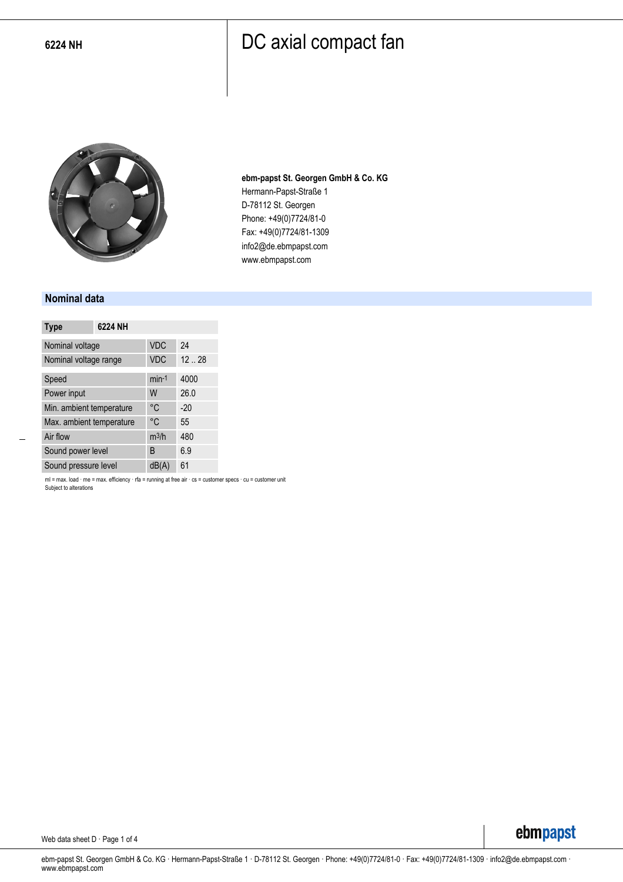**6224 NH**

# DC axial compact fan

**ebm-papst St. Georgen GmbH & Co. KG**
Hermann-Papst-Straße 1
D-78112 St. Georgen
Phone: +49(0)7724/81-0
Fax: +49(0)7724/81-1309
info2@de.ebmpapst.com
www.ebmpapst.com

## Nominal data

| Type | 6224 NH | |
|---|---|---|
| Nominal voltage | VDC | 24 |
| Nominal voltage range | VDC | 12 .. 28 |
| Speed | $min^{-1}$ | 4000 |
| Power input | W | 26.0 |
| Min. ambient temperature | °C | -20 |
| Max. ambient temperature | °C | 55 |
| Air flow | $m^3/h$ | 480 |
| Sound power level | B | 6.9 |
| Sound pressure level | dB(A) | 61 |

ml = max. load · me = max. efficiency · rfa = running at free air · cs = customer specs · cu = customer unit
Subject to alterations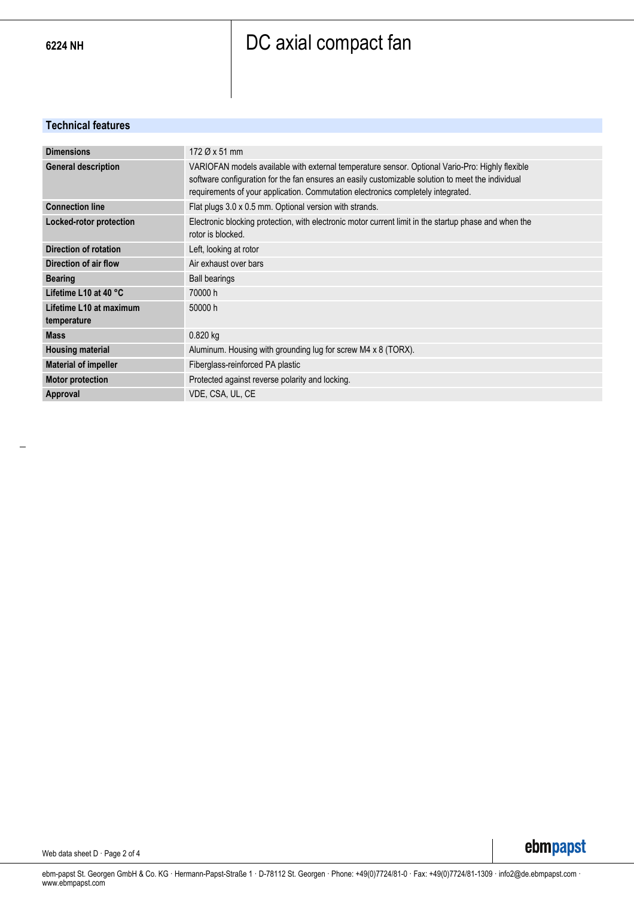**6224 NH**

# DC axial compact fan

## Technical features

| | |
|---|---|
| **Dimensions** | 172 Ø x 51 mm |
| **General description** | VARIOFAN models available with external temperature sensor. Optional Vario-Pro: Highly flexible software configuration for the fan ensures an easily customizable solution to meet the individual requirements of your application. Commutation electronics completely integrated. |
| **Connection line** | Flat plugs 3.0 x 0.5 mm. Optional version with strands. |
| **Locked-rotor protection** | Electronic blocking protection, with electronic motor current limit in the startup phase and when the rotor is blocked. |
| **Direction of rotation** | Left, looking at rotor |
| **Direction of air flow** | Air exhaust over bars |
| **Bearing** | Ball bearings |
| **Lifetime L10 at 40 °C** | 70000 h |
| **Lifetime L10 at maximum temperature** | 50000 h |
| **Mass** | 0.820 kg |
| **Housing material** | Aluminum. Housing with grounding lug for screw M4 x 8 (TORX). |
| **Material of impeller** | Fiberglass-reinforced PA plastic |
| **Motor protection** | Protected against reverse polarity and locking. |
| **Approval** | VDE, CSA, UL, CE |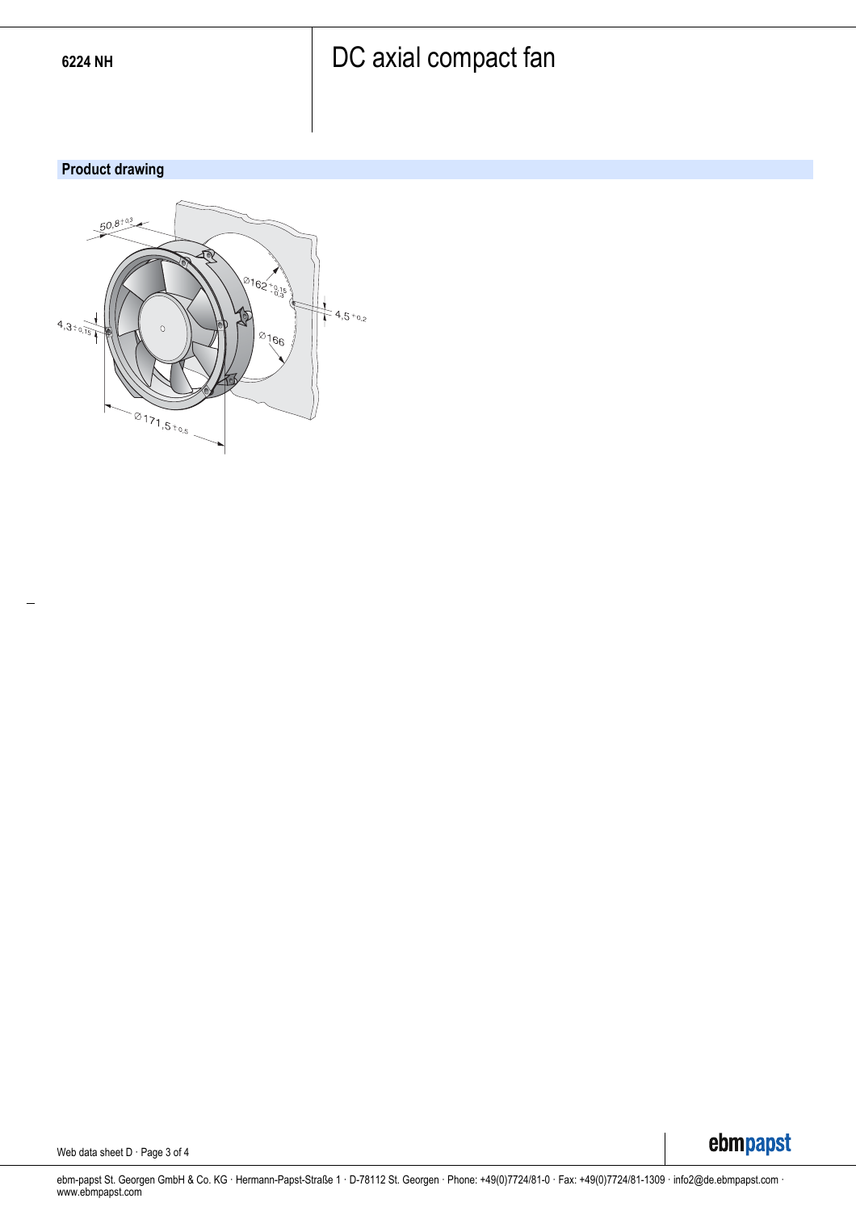6224 NH

# DC axial compact fan

## Product drawing

50,8 ± 0,3

Ø162 +0,15 −0,3

4,5 +0,2

Ø166

4,3 ± 0,15

Ø171,5 ± 0,5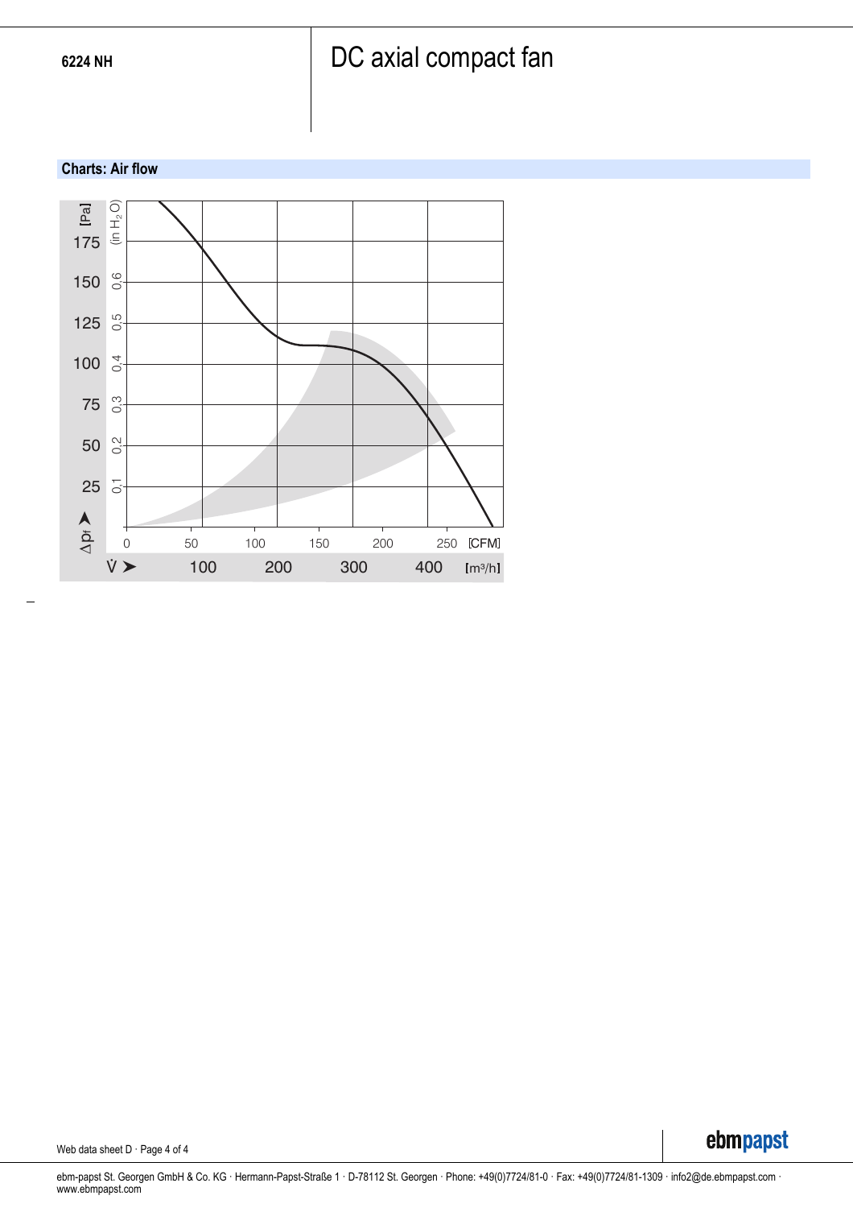6224 NH

# DC axial compact fan

## Charts: Air flow

[Pa]
(in $H_2O$)
175
150 0,6
125 0,5
100 0,4
75 0,3
50 0,2
25 0,1
$\Delta p_f$

0 50 100 150 200 250 [CFM]
$\dot{V}$ 100 200 300 400 [m³/h]

Web data sheet D

ebm-papst St. Georgen GmbH & Co. KG · Hermann-Papst-Straße 1 · D-78112 St. Georgen · Phone: +49(0)7724/81-0 · Fax: +49(0)7724/81-1309 · info2@de.ebmpapst.com · www.ebmpapst.com